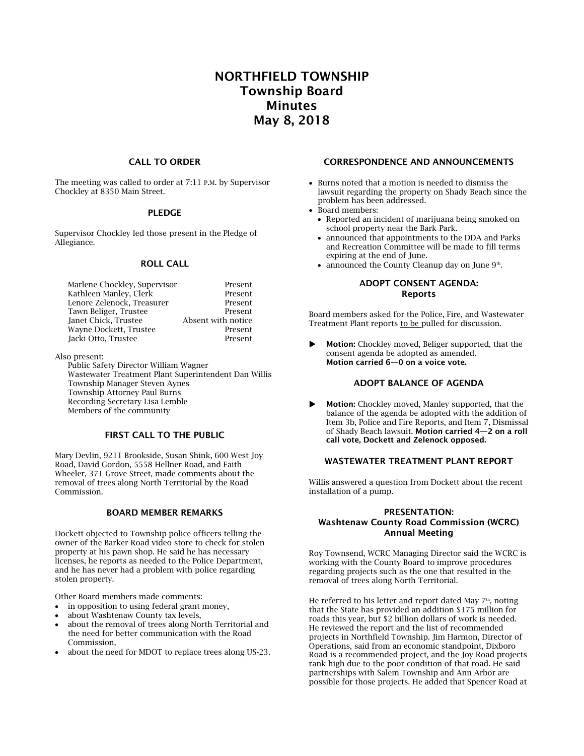# NORTHFIELD TOWNSHIP
# Township Board
# Minutes
# May 8, 2018

## CALL TO ORDER

The meeting was called to order at 7:11 P.M. by Supervisor Chockley at 8350 Main Street.

## PLEDGE

Supervisor Chockley led those present in the Pledge of Allegiance.

## ROLL CALL

| | |
|---|---|
| Marlene Chockley, Supervisor | Present |
| Kathleen Manley, Clerk | Present |
| Lenore Zelenock, Treasurer | Present |
| Tawn Beliger, Trustee | Present |
| Janet Chick, Trustee | Absent with notice |
| Wayne Dockett, Trustee | Present |
| Jacki Otto, Trustee | Present |

Also present:
- Public Safety Director William Wagner
- Wastewater Treatment Plant Superintendent Dan Willis
- Township Manager Steven Aynes
- Township Attorney Paul Burns
- Recording Secretary Lisa Lemble
- Members of the community

## FIRST CALL TO THE PUBLIC

Mary Devlin, 9211 Brookside, Susan Shink, 600 West Joy Road, David Gordon, 5558 Hellner Road, and Faith Wheeler, 371 Grove Street, made comments about the removal of trees along North Territorial by the Road Commission.

## BOARD MEMBER REMARKS

Dockett objected to Township police officers telling the owner of the Barker Road video store to check for stolen property at his pawn shop. He said he has necessary licenses, he reports as needed to the Police Department, and he has never had a problem with police regarding stolen property.

Other Board members made comments:
- in opposition to using federal grant money,
- about Washtenaw County tax levels,
- about the removal of trees along North Territorial and the need for better communication with the Road Commission,
- about the need for MDOT to replace trees along US-23.

## CORRESPONDENCE AND ANNOUNCEMENTS

- Burns noted that a motion is needed to dismiss the lawsuit regarding the property on Shady Beach since the problem has been addressed.
- Board members:
  - Reported an incident of marijuana being smoked on school property near the Bark Park.
  - announced that appointments to the DDA and Parks and Recreation Committee will be made to fill terms expiring at the end of June.
  - announced the County Cleanup day on June 9th.

## ADOPT CONSENT AGENDA: Reports

Board members asked for the Police, Fire, and Wastewater Treatment Plant reports to be pulled for discussion.

▶ **Motion:** Chockley moved, Beliger supported, that the consent agenda be adopted as amended. **Motion carried 6—0 on a voice vote.**

## ADOPT BALANCE OF AGENDA

▶ **Motion:** Chockley moved, Manley supported, that the balance of the agenda be adopted with the addition of Item 3b, Police and Fire Reports, and Item 7, Dismissal of Shady Beach lawsuit. **Motion carried 4—2 on a roll call vote, Dockett and Zelenock opposed.**

## WASTEWATER TREATMENT PLANT REPORT

Willis answered a question from Dockett about the recent installation of a pump.

## PRESENTATION: Washtenaw County Road Commission (WCRC) Annual Meeting

Roy Townsend, WCRC Managing Director said the WCRC is working with the County Board to improve procedures regarding projects such as the one that resulted in the removal of trees along North Territorial.

He referred to his letter and report dated May 7th, noting that the State has provided an addition $175 million for roads this year, but $2 billion dollars of work is needed. He reviewed the report and the list of recommended projects in Northfield Township. Jim Harmon, Director of Operations, said from an economic standpoint, Dixboro Road is a recommended project, and the Joy Road projects rank high due to the poor condition of that road. He said partnerships with Salem Township and Ann Arbor are possible for those projects. He added that Spencer Road at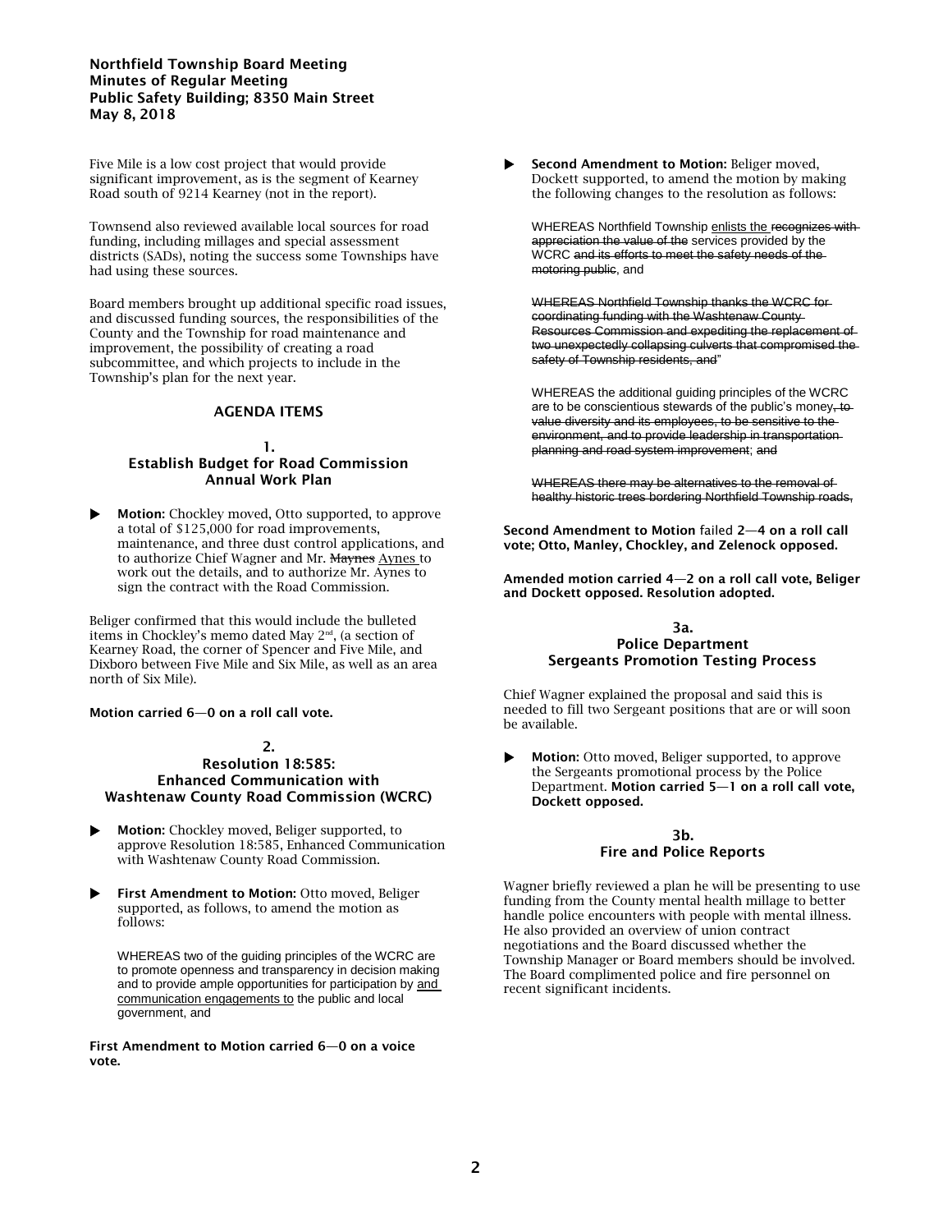Five Mile is a low cost project that would provide significant improvement, as is the segment of Kearney Road south of 9214 Kearney (not in the report).

Townsend also reviewed available local sources for road funding, including millages and special assessment districts (SADs), noting the success some Townships have had using these sources.

Board members brought up additional specific road issues, and discussed funding sources, the responsibilities of the County and the Township for road maintenance and improvement, the possibility of creating a road subcommittee, and which projects to include in the Township's plan for the next year.

## AGENDA ITEMS

### 1. Establish Budget for Road Commission Annual Work Plan

- **Motion:** Chockley moved, Otto supported, to approve a total of $125,000 for road improvements, maintenance, and three dust control applications, and to authorize Chief Wagner and Mr. ~~Maynes~~ Aynes to work out the details, and to authorize Mr. Aynes to sign the contract with the Road Commission.

Beliger confirmed that this would include the bulleted items in Chockley's memo dated May 2nd, (a section of Kearney Road, the corner of Spencer and Five Mile, and Dixboro between Five Mile and Six Mile, as well as an area north of Six Mile).

**Motion carried 6—0 on a roll call vote.**

### 2. Resolution 18:585: Enhanced Communication with Washtenaw County Road Commission (WCRC)

- **Motion:** Chockley moved, Beliger supported, to approve Resolution 18:585, Enhanced Communication with Washtenaw County Road Commission.

- **First Amendment to Motion:** Otto moved, Beliger supported, as follows, to amend the motion as follows:

  WHEREAS two of the guiding principles of the WCRC are to promote openness and transparency in decision making and to provide ample opportunities for participation by and communication engagements to the public and local government, and

**First Amendment to Motion carried 6—0 on a voice vote.**

- **Second Amendment to Motion:** Beliger moved, Dockett supported, to amend the motion by making the following changes to the resolution as follows:

  WHEREAS Northfield Township enlists the ~~recognizes with appreciation the value of the~~ services provided by the WCRC ~~and its efforts to meet the safety needs of the motoring public~~, and

  ~~WHEREAS Northfield Township thanks the WCRC for coordinating funding with the Washtenaw County Resources Commission and expediting the replacement of two unexpectedly collapsing culverts that compromised the safety of Township residents, and~~"

  WHEREAS the additional guiding principles of the WCRC are to be conscientious stewards of the public's money~~, to value diversity and its employees, to be sensitive to the environment, and to provide leadership in transportation planning and road system improvement~~; ~~and~~

  ~~WHEREAS there may be alternatives to the removal of healthy historic trees bordering Northfield Township roads,~~

**Second Amendment to Motion** failed **2—4 on a roll call vote; Otto, Manley, Chockley, and Zelenock opposed.**

**Amended motion carried 4—2 on a roll call vote, Beliger and Dockett opposed. Resolution adopted.**

### 3a. Police Department Sergeants Promotion Testing Process

Chief Wagner explained the proposal and said this is needed to fill two Sergeant positions that are or will soon be available.

- **Motion:** Otto moved, Beliger supported, to approve the Sergeants promotional process by the Police Department. **Motion carried 5—1 on a roll call vote, Dockett opposed.**

### 3b. Fire and Police Reports

Wagner briefly reviewed a plan he will be presenting to use funding from the County mental health millage to better handle police encounters with people with mental illness. He also provided an overview of union contract negotiations and the Board discussed whether the Township Manager or Board members should be involved. The Board complimented police and fire personnel on recent significant incidents.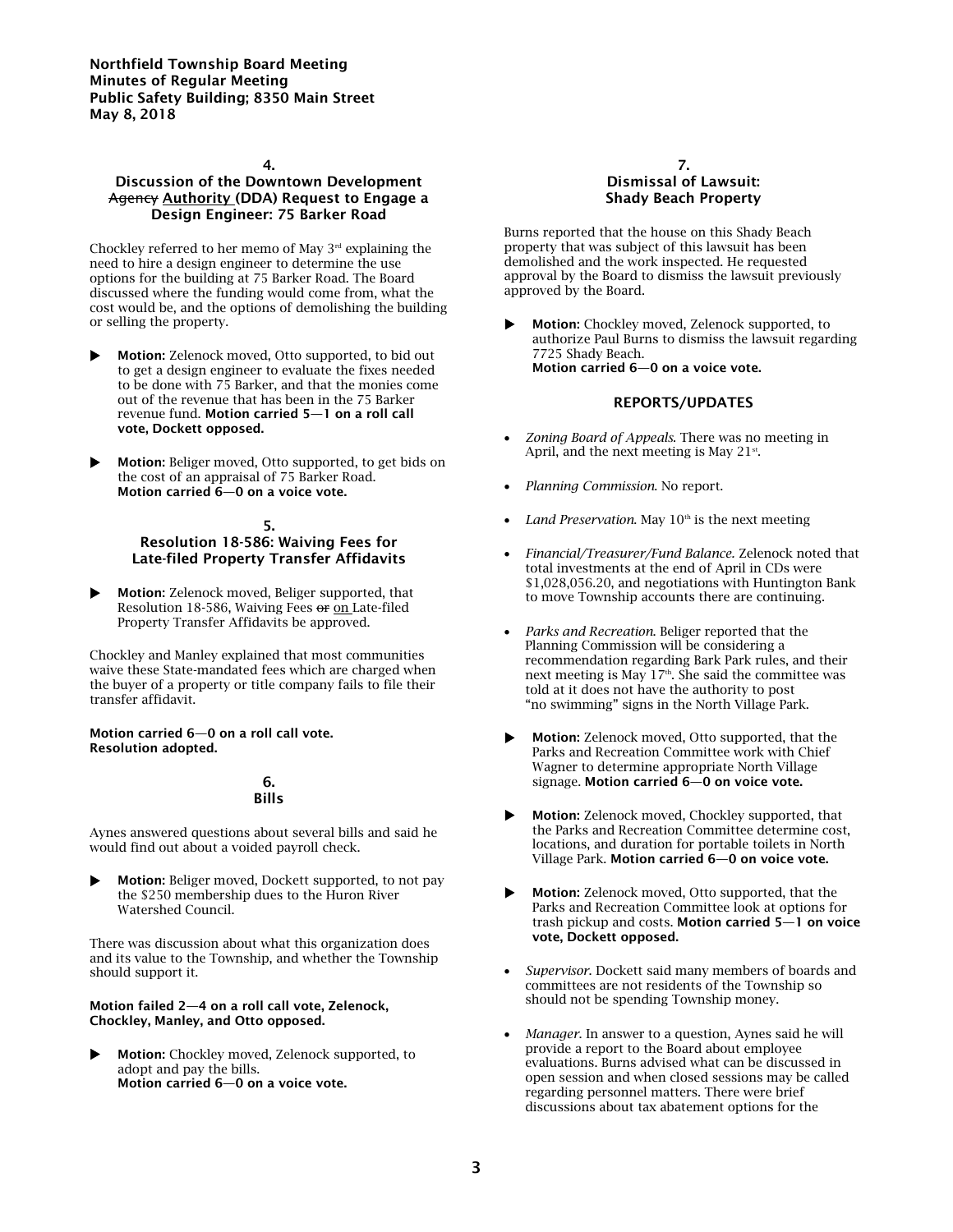## 4.
## Discussion of the Downtown Development ~~Agency~~ Authority (DDA) Request to Engage a Design Engineer: 75 Barker Road

Chockley referred to her memo of May 3rd explaining the need to hire a design engineer to determine the use options for the building at 75 Barker Road. The Board discussed where the funding would come from, what the cost would be, and the options of demolishing the building or selling the property.

- **Motion:** Zelenock moved, Otto supported, to bid out to get a design engineer to evaluate the fixes needed to be done with 75 Barker, and that the monies come out of the revenue that has been in the 75 Barker revenue fund. **Motion carried 5—1 on a roll call vote, Dockett opposed.**

- **Motion:** Beliger moved, Otto supported, to get bids on the cost of an appraisal of 75 Barker Road.
  **Motion carried 6—0 on a voice vote.**

## 5.
## Resolution 18-586: Waiving Fees for Late-filed Property Transfer Affidavits

- **Motion:** Zelenock moved, Beliger supported, that Resolution 18-586, Waiving Fees ~~or~~ on Late-filed Property Transfer Affidavits be approved.

Chockley and Manley explained that most communities waive these State-mandated fees which are charged when the buyer of a property or title company fails to file their transfer affidavit.

**Motion carried 6—0 on a roll call vote.**
**Resolution adopted.**

## 6.
## Bills

Aynes answered questions about several bills and said he would find out about a voided payroll check.

- **Motion:** Beliger moved, Dockett supported, to not pay the $250 membership dues to the Huron River Watershed Council.

There was discussion about what this organization does and its value to the Township, and whether the Township should support it.

**Motion failed 2—4 on a roll call vote, Zelenock, Chockley, Manley, and Otto opposed.**

- **Motion:** Chockley moved, Zelenock supported, to adopt and pay the bills.
  **Motion carried 6—0 on a voice vote.**

## 7.
## Dismissal of Lawsuit: Shady Beach Property

Burns reported that the house on this Shady Beach property that was subject of this lawsuit has been demolished and the work inspected. He requested approval by the Board to dismiss the lawsuit previously approved by the Board.

- **Motion:** Chockley moved, Zelenock supported, to authorize Paul Burns to dismiss the lawsuit regarding 7725 Shady Beach.
  **Motion carried 6—0 on a voice vote.**

## REPORTS/UPDATES

- *Zoning Board of Appeals.* There was no meeting in April, and the next meeting is May 21st.

- *Planning Commission.* No report.

- *Land Preservation.* May 10th is the next meeting

- *Financial/Treasurer/Fund Balance.* Zelenock noted that total investments at the end of April in CDs were $1,028,056.20, and negotiations with Huntington Bank to move Township accounts there are continuing.

- *Parks and Recreation.* Beliger reported that the Planning Commission will be considering a recommendation regarding Bark Park rules, and their next meeting is May 17th. She said the committee was told at it does not have the authority to post "no swimming" signs in the North Village Park.

- **Motion:** Zelenock moved, Otto supported, that the Parks and Recreation Committee work with Chief Wagner to determine appropriate North Village signage. **Motion carried 6—0 on voice vote.**

- **Motion:** Zelenock moved, Chockley supported, that the Parks and Recreation Committee determine cost, locations, and duration for portable toilets in North Village Park. **Motion carried 6—0 on voice vote.**

- **Motion:** Zelenock moved, Otto supported, that the Parks and Recreation Committee look at options for trash pickup and costs. **Motion carried 5—1 on voice vote, Dockett opposed.**

- *Supervisor.* Dockett said many members of boards and committees are not residents of the Township so should not be spending Township money.

- *Manager.* In answer to a question, Aynes said he will provide a report to the Board about employee evaluations. Burns advised what can be discussed in open session and when closed sessions may be called regarding personnel matters. There were brief discussions about tax abatement options for the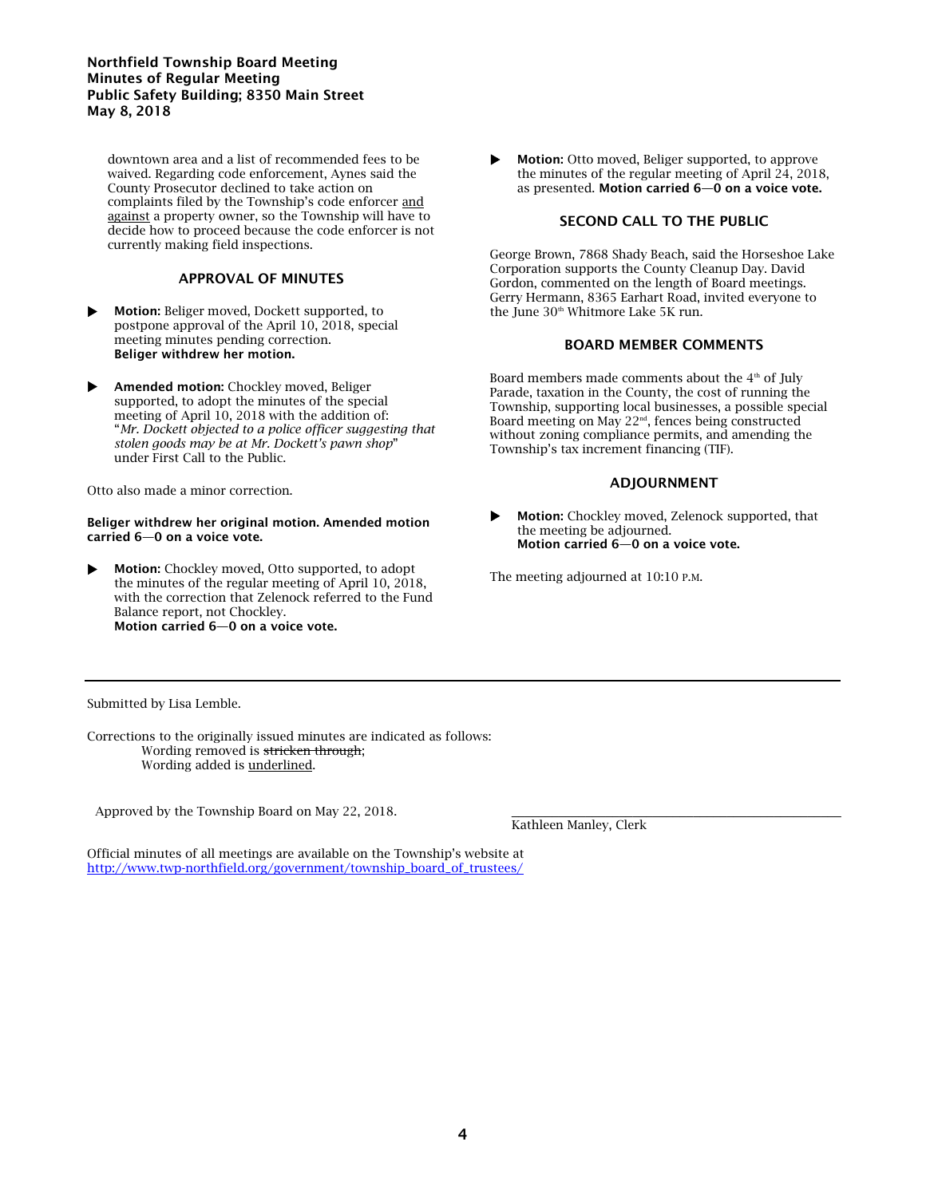downtown area and a list of recommended fees to be waived. Regarding code enforcement, Aynes said the County Prosecutor declined to take action on complaints filed by the Township's code enforcer <u>and against</u> a property owner, so the Township will have to decide how to proceed because the code enforcer is not currently making field inspections.

### APPROVAL OF MINUTES

- **Motion:** Beliger moved, Dockett supported, to postpone approval of the April 10, 2018, special meeting minutes pending correction.
  **Beliger withdrew her motion.**

- **Amended motion:** Chockley moved, Beliger supported, to adopt the minutes of the special meeting of April 10, 2018 with the addition of: "*Mr. Dockett objected to a police officer suggesting that stolen goods may be at Mr. Dockett's pawn shop*" under First Call to the Public.

Otto also made a minor correction.

**Beliger withdrew her original motion. Amended motion carried 6—0 on a voice vote.**

- **Motion:** Chockley moved, Otto supported, to adopt the minutes of the regular meeting of April 10, 2018, with the correction that Zelenock referred to the Fund Balance report, not Chockley.
  **Motion carried 6—0 on a voice vote.**

- **Motion:** Otto moved, Beliger supported, to approve the minutes of the regular meeting of April 24, 2018, as presented. **Motion carried 6—0 on a voice vote.**

### SECOND CALL TO THE PUBLIC

George Brown, 7868 Shady Beach, said the Horseshoe Lake Corporation supports the County Cleanup Day. David Gordon, commented on the length of Board meetings. Gerry Hermann, 8365 Earhart Road, invited everyone to the June 30th Whitmore Lake 5K run.

### BOARD MEMBER COMMENTS

Board members made comments about the 4th of July Parade, taxation in the County, the cost of running the Township, supporting local businesses, a possible special Board meeting on May 22nd, fences being constructed without zoning compliance permits, and amending the Township's tax increment financing (TIF).

### ADJOURNMENT

- **Motion:** Chockley moved, Zelenock supported, that the meeting be adjourned.
  **Motion carried 6—0 on a voice vote.**

The meeting adjourned at 10:10 P.M.

---

Submitted by Lisa Lemble.

Corrections to the originally issued minutes are indicated as follows:
  Wording removed is ~~stricken through~~;
  Wording added is <u>underlined</u>.

Approved by the Township Board on May 22, 2018.

\_\_\_\_\_\_\_\_\_\_\_\_\_\_\_\_\_\_\_\_\_\_\_\_\_\_\_\_\_\_\_\_\_\_\_\_\_\_\_\_
Kathleen Manley, Clerk

Official minutes of all meetings are available on the Township's website at http://www.twp-northfield.org/government/township_board_of_trustees/